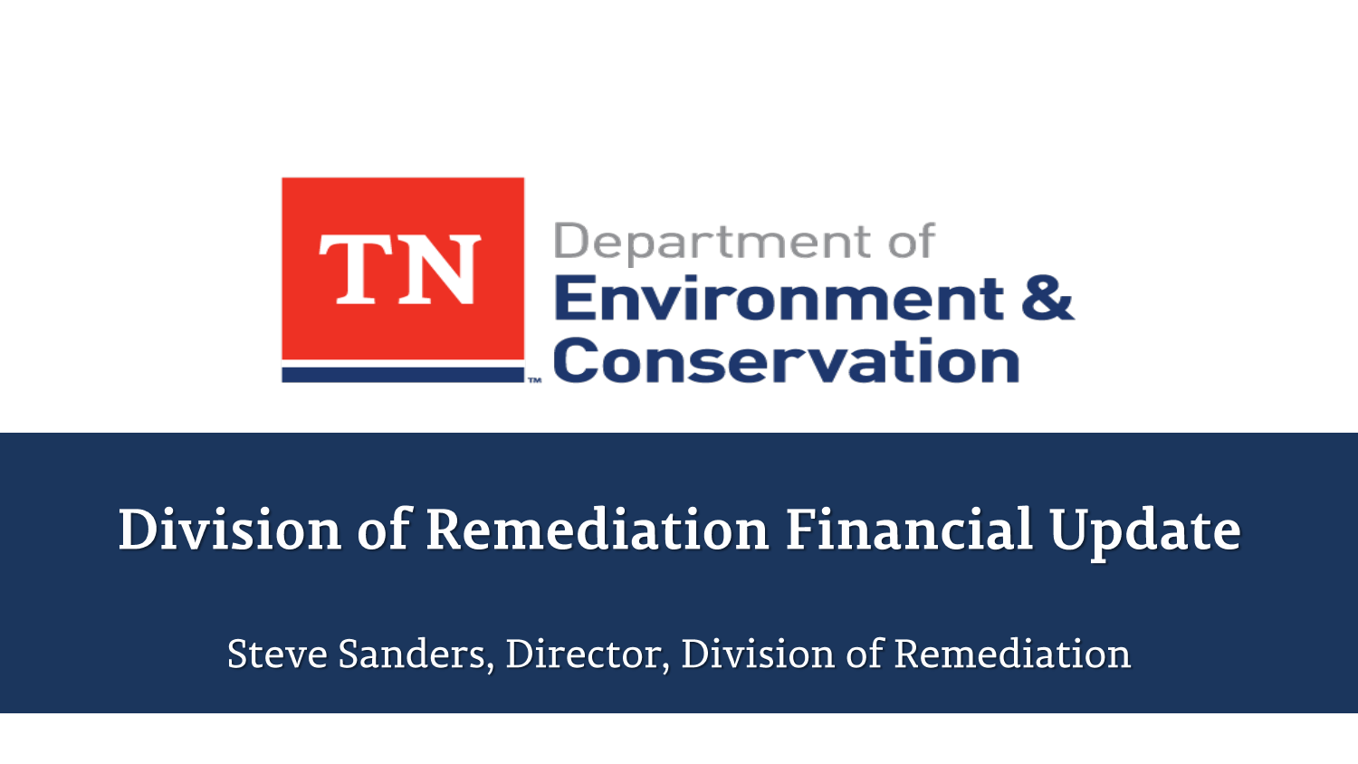TN Department of Environment & Conservation

# Division of Remediation Financial Update

Steve Sanders, Director, Division of Remediation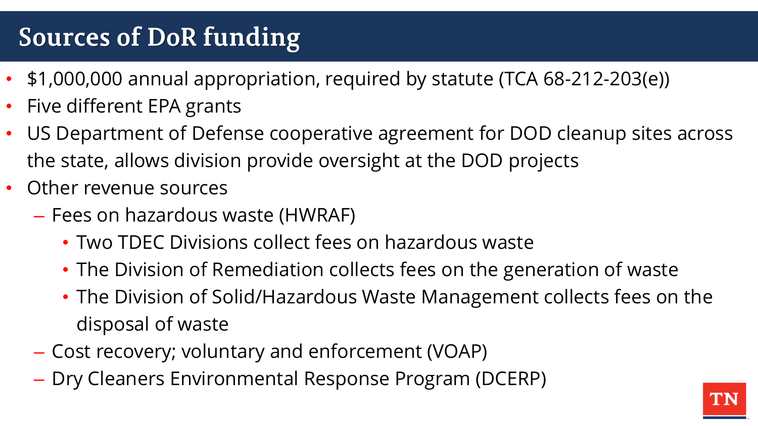# Sources of DoR funding

- $1,000,000 annual appropriation, required by statute (TCA 68-212-203(e))
- Five different EPA grants
- US Department of Defense cooperative agreement for DOD cleanup sites across the state, allows division provide oversight at the DOD projects
- Other revenue sources
  - Fees on hazardous waste (HWRAF)
    - Two TDEC Divisions collect fees on hazardous waste
    - The Division of Remediation collects fees on the generation of waste
    - The Division of Solid/Hazardous Waste Management collects fees on the disposal of waste
  - Cost recovery; voluntary and enforcement (VOAP)
  - Dry Cleaners Environmental Response Program (DCERP)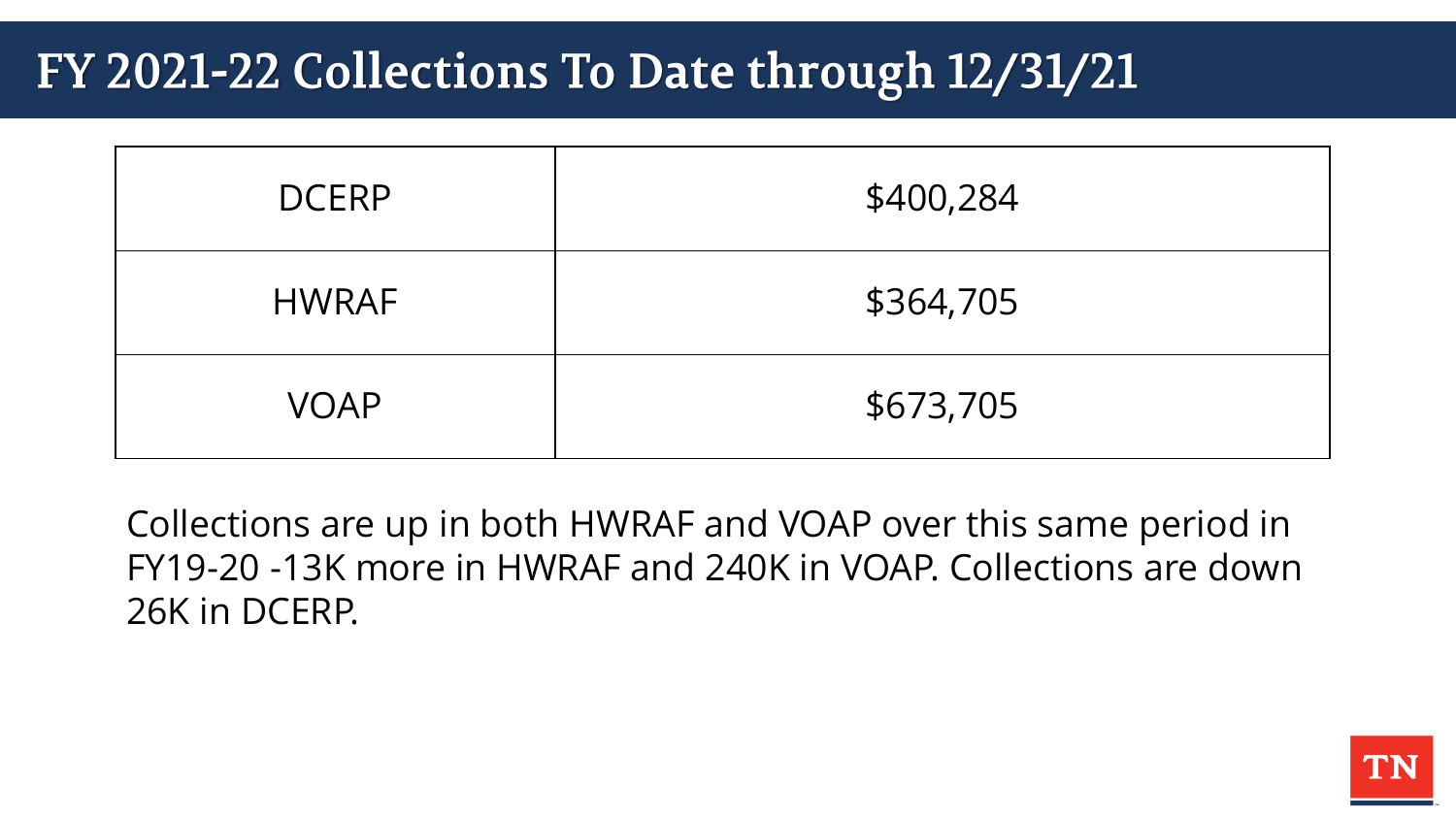# FY 2021-22 Collections To Date through 12/31/21

| | |
|---|---|
| DCERP | $400,284 |
| HWRAF | $364,705 |
| VOAP | $673,705 |

Collections are up in both HWRAF and VOAP over this same period in FY19-20 -13K more in HWRAF and 240K in VOAP. Collections are down 26K in DCERP.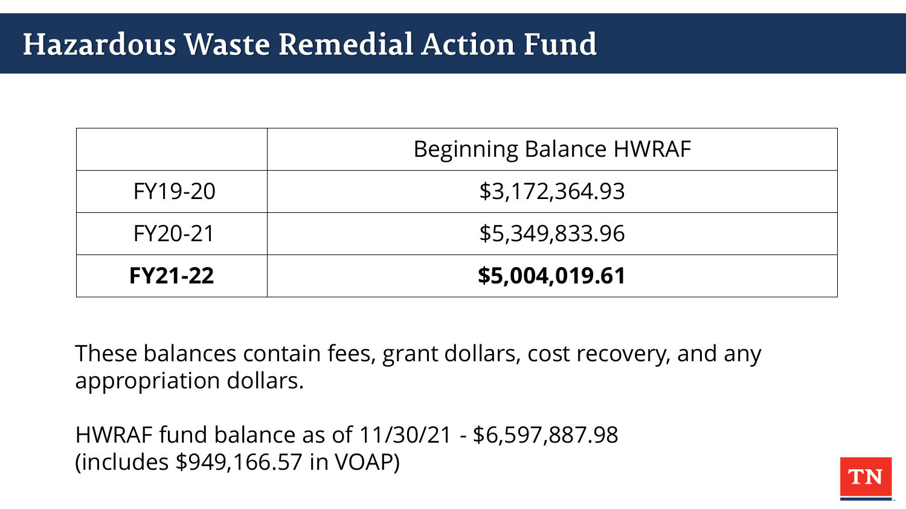# Hazardous Waste Remedial Action Fund

| | Beginning Balance HWRAF |
|---|---|
| FY19-20 | $3,172,364.93 |
| FY20-21 | $5,349,833.96 |
| **FY21-22** | **$5,004,019.61** |

These balances contain fees, grant dollars, cost recovery, and any appropriation dollars.

HWRAF fund balance as of 11/30/21 - $6,597,887.98
(includes $949,166.57 in VOAP)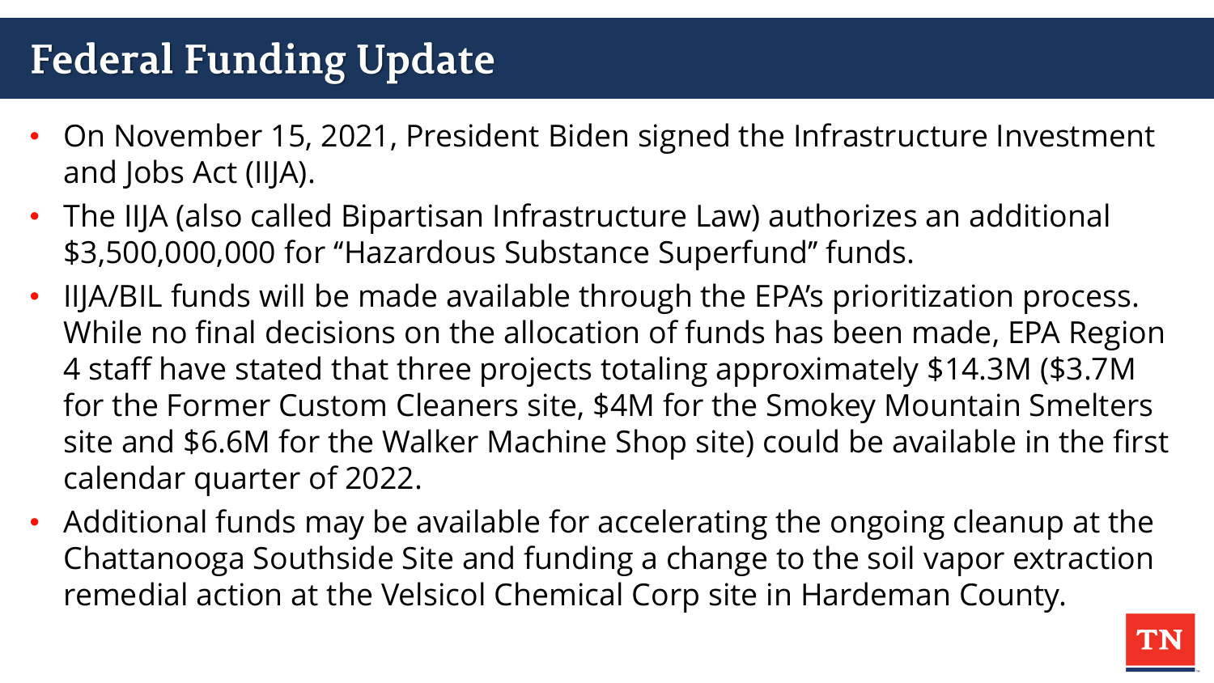# Federal Funding Update

- On November 15, 2021, President Biden signed the Infrastructure Investment and Jobs Act (IIJA).
- The IIJA (also called Bipartisan Infrastructure Law) authorizes an additional $3,500,000,000 for "Hazardous Substance Superfund" funds.
- IIJA/BIL funds will be made available through the EPA's prioritization process. While no final decisions on the allocation of funds has been made, EPA Region 4 staff have stated that three projects totaling approximately $14.3M ($3.7M for the Former Custom Cleaners site, $4M for the Smokey Mountain Smelters site and $6.6M for the Walker Machine Shop site) could be available in the first calendar quarter of 2022.
- Additional funds may be available for accelerating the ongoing cleanup at the Chattanooga Southside Site and funding a change to the soil vapor extraction remedial action at the Velsicol Chemical Corp site in Hardeman County.